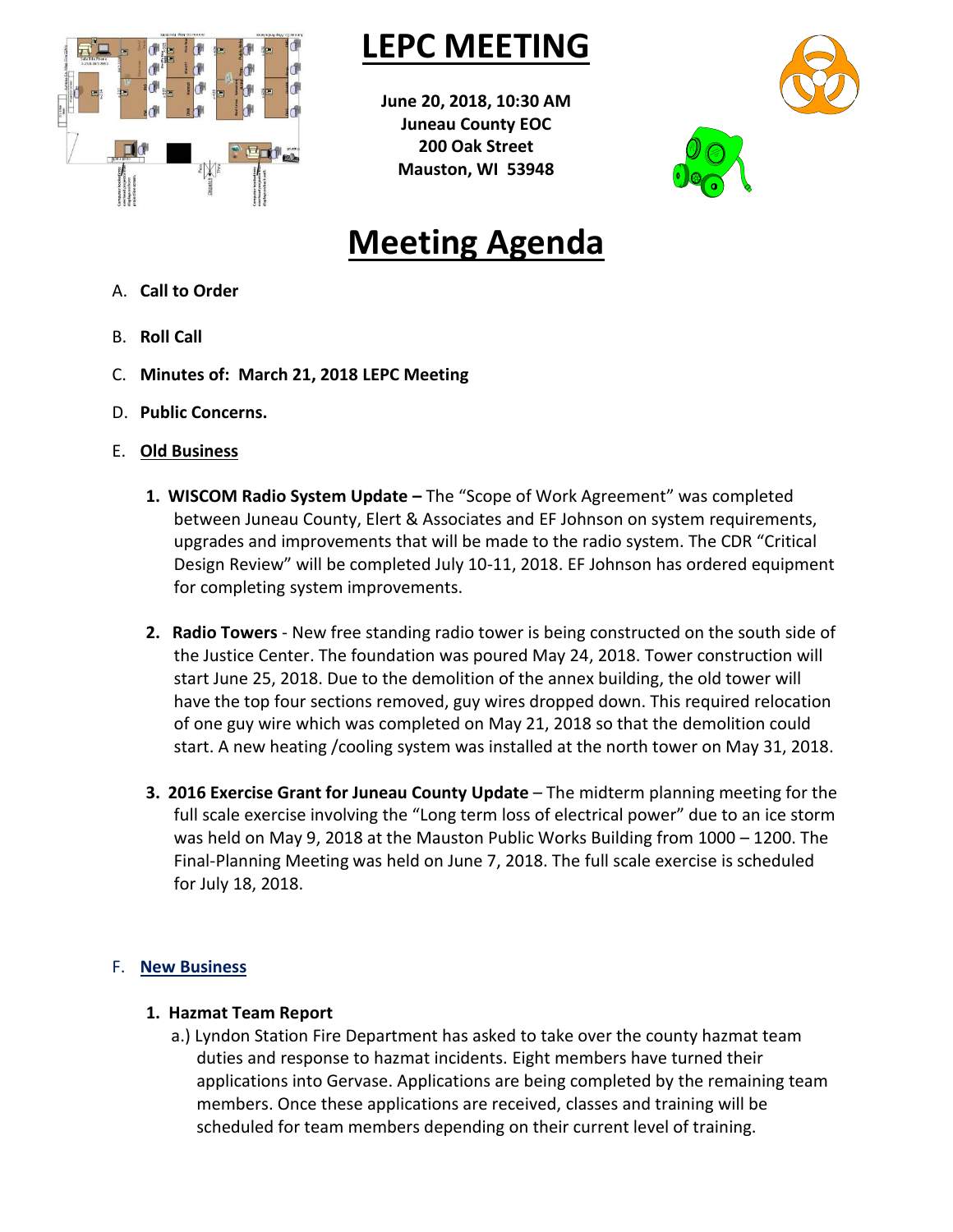# LEPC MEETING

**June 20, 2018, 10:30 AM**
**Juneau County EOC**
**200 Oak Street**
**Mauston, WI 53948**

# Meeting Agenda

A. **Call to Order**

B. **Roll Call**

C. **Minutes of: March 21, 2018 LEPC Meeting**

D. **Public Concerns.**

E. **Old Business**

1. **WISCOM Radio System Update –** The "Scope of Work Agreement" was completed between Juneau County, Elert & Associates and EF Johnson on system requirements, upgrades and improvements that will be made to the radio system. The CDR "Critical Design Review" will be completed July 10-11, 2018. EF Johnson has ordered equipment for completing system improvements.

2. **Radio Towers** - New free standing radio tower is being constructed on the south side of the Justice Center. The foundation was poured May 24, 2018. Tower construction will start June 25, 2018. Due to the demolition of the annex building, the old tower will have the top four sections removed, guy wires dropped down. This required relocation of one guy wire which was completed on May 21, 2018 so that the demolition could start. A new heating /cooling system was installed at the north tower on May 31, 2018.

3. **2016 Exercise Grant for Juneau County Update** – The midterm planning meeting for the full scale exercise involving the "Long term loss of electrical power" due to an ice storm was held on May 9, 2018 at the Mauston Public Works Building from 1000 – 1200. The Final-Planning Meeting was held on June 7, 2018. The full scale exercise is scheduled for July 18, 2018.

F. **New Business**

1. **Hazmat Team Report**

   a.) Lyndon Station Fire Department has asked to take over the county hazmat team duties and response to hazmat incidents. Eight members have turned their applications into Gervase. Applications are being completed by the remaining team members. Once these applications are received, classes and training will be scheduled for team members depending on their current level of training.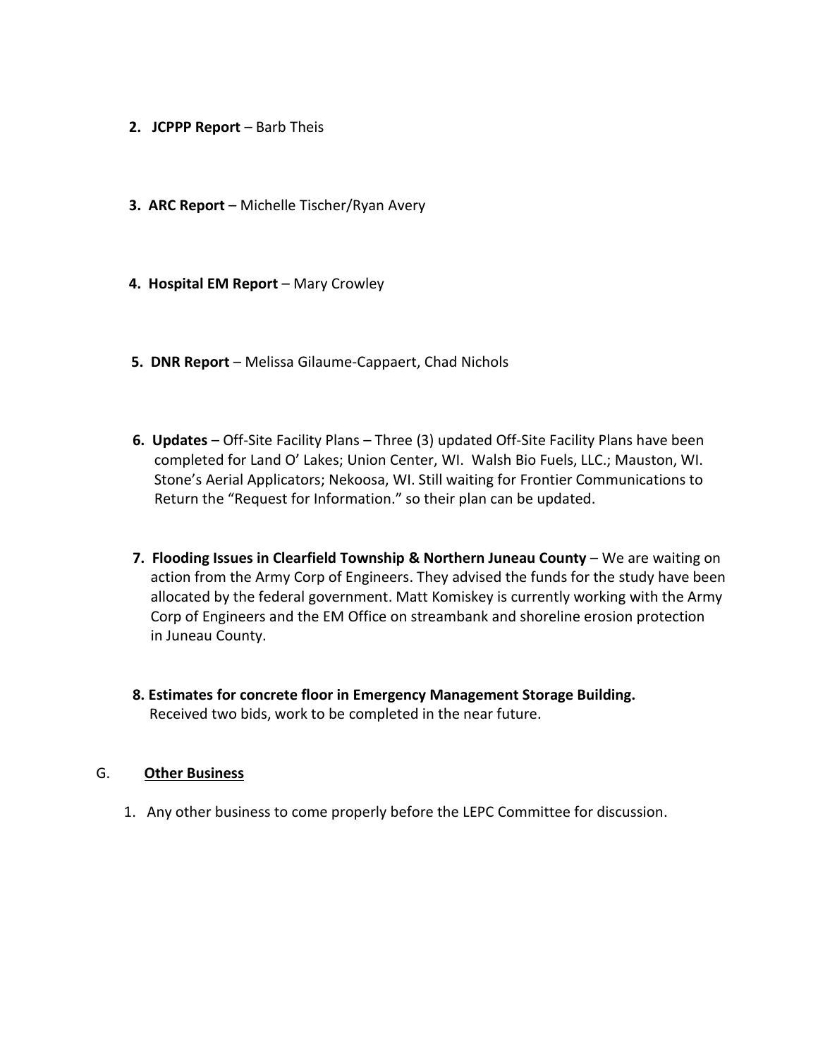2. **JCPPP Report** – Barb Theis

3. **ARC Report** – Michelle Tischer/Ryan Avery

4. **Hospital EM Report** – Mary Crowley

5. **DNR Report** – Melissa Gilaume-Cappaert, Chad Nichols

6. **Updates** – Off-Site Facility Plans – Three (3) updated Off-Site Facility Plans have been completed for Land O' Lakes; Union Center, WI. Walsh Bio Fuels, LLC.; Mauston, WI. Stone's Aerial Applicators; Nekoosa, WI. Still waiting for Frontier Communications to Return the "Request for Information." so their plan can be updated.

7. **Flooding Issues in Clearfield Township & Northern Juneau County** – We are waiting on action from the Army Corp of Engineers. They advised the funds for the study have been allocated by the federal government. Matt Komiskey is currently working with the Army Corp of Engineers and the EM Office on streambank and shoreline erosion protection in Juneau County.

8. **Estimates for concrete floor in Emergency Management Storage Building.** Received two bids, work to be completed in the near future.

G. **Other Business**

1. Any other business to come properly before the LEPC Committee for discussion.